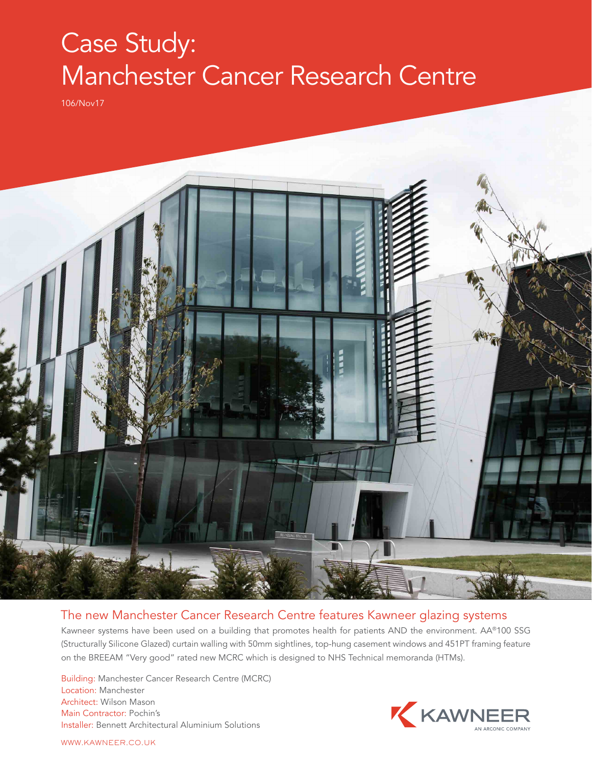# Case Study: Manchester Cancer Research Centre

106/Nov17

## The new Manchester Cancer Research Centre features Kawneer glazing systems

Kawneer systems have been used on a building that promotes health for patients AND the environment. AA®100 SSG (Structurally Silicone Glazed) curtain walling with 50mm sightlines, top-hung casement windows and 451PT framing feature on the BREEAM "Very good" rated new MCRC which is designed to NHS Technical memoranda (HTMs).

Building: Manchester Cancer Research Centre (MCRC)
Location: Manchester
Architect: Wilson Mason
Main Contractor: Pochin's
Installer: Bennett Architectural Aluminium Solutions

KAWNEER
AN ARCONIC COMPANY

WWW.KAWNEER.CO.UK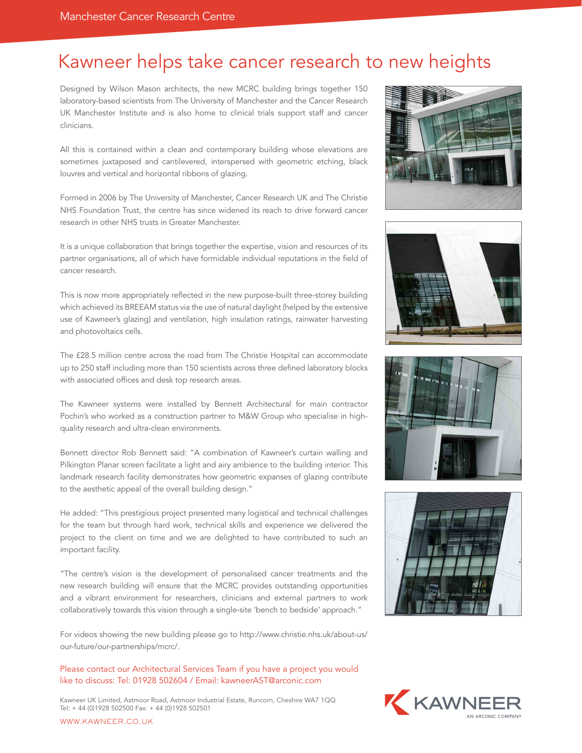Manchester Cancer Research Centre

# Kawneer helps take cancer research to new heights

Designed by Wilson Mason architects, the new MCRC building brings together 150 laboratory-based scientists from The University of Manchester and the Cancer Research UK Manchester Institute and is also home to clinical trials support staff and cancer clinicians.

All this is contained within a clean and contemporary building whose elevations are sometimes juxtaposed and cantilevered, interspersed with geometric etching, black louvres and vertical and horizontal ribbons of glazing.

Formed in 2006 by The University of Manchester, Cancer Research UK and The Christie NHS Foundation Trust, the centre has since widened its reach to drive forward cancer research in other NHS trusts in Greater Manchester.

It is a unique collaboration that brings together the expertise, vision and resources of its partner organisations, all of which have formidable individual reputations in the field of cancer research.

This is now more appropriately reflected in the new purpose-built three-storey building which achieved its BREEAM status via the use of natural daylight (helped by the extensive use of Kawneer's glazing) and ventilation, high insulation ratings, rainwater harvesting and photovoltaics cells.

The £28.5 million centre across the road from The Christie Hospital can accommodate up to 250 staff including more than 150 scientists across three defined laboratory blocks with associated offices and desk top research areas.

The Kawneer systems were installed by Bennett Architectural for main contractor Pochin's who worked as a construction partner to M&W Group who specialise in high-quality research and ultra-clean environments.

Bennett director Rob Bennett said: "A combination of Kawneer's curtain walling and Pilkington Planar screen facilitate a light and airy ambience to the building interior. This landmark research facility demonstrates how geometric expanses of glazing contribute to the aesthetic appeal of the overall building design."

He added: "This prestigious project presented many logistical and technical challenges for the team but through hard work, technical skills and experience we delivered the project to the client on time and we are delighted to have contributed to such an important facility.

"The centre's vision is the development of personalised cancer treatments and the new research building will ensure that the MCRC provides outstanding opportunities and a vibrant environment for researchers, clinicians and external partners to work collaboratively towards this vision through a single-site 'bench to bedside' approach."

For videos showing the new building please go to http://www.christie.nhs.uk/about-us/our-future/our-partnerships/mcrc/.

Please contact our Architectural Services Team if you have a project you would like to discuss: Tel: 01928 502604 / Email: kawneerAST@arconic.com

Kawneer UK Limited, Astmoor Road, Astmoor Industrial Estate, Runcorn, Cheshire WA7 1QQ
Tel: + 44 (0)1928 502500 Fax: + 44 (0)1928 502501

WWW.KAWNEER.CO.UK

KAWNEER
AN ARCONIC COMPANY